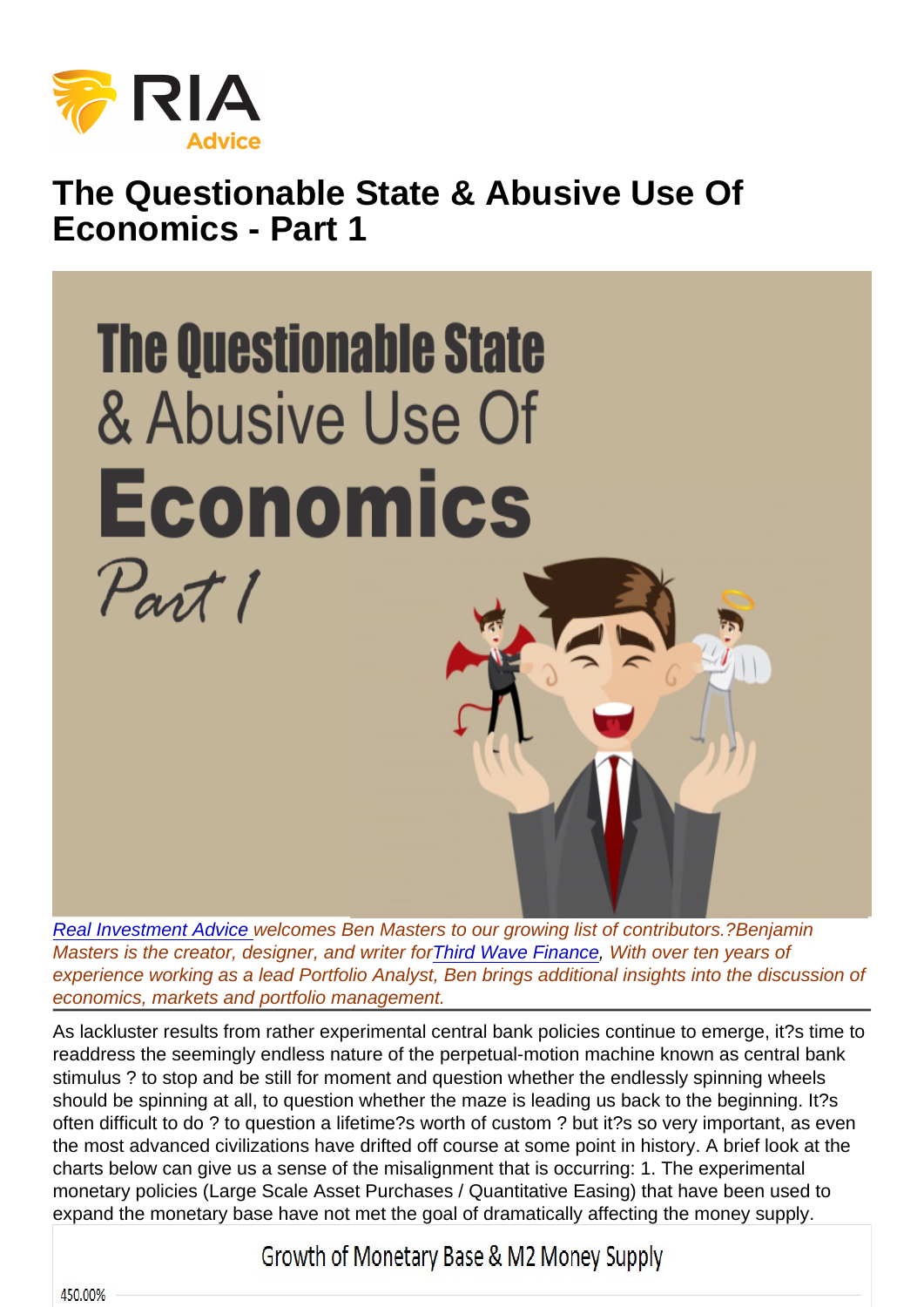# The Questionable State & Abusive Use Of Economics - Part 1

*Real Investment Advice welcomes Ben Masters to our growing list of contributors.?Benjamin Masters is the creator, designer, and writer forThird Wave Finance, With over ten years of experience working as a lead Portfolio Analyst, Ben brings additional insights into the discussion of economics, markets and portfolio management.*

As lackluster results from rather experimental central bank policies continue to emerge, it?s time to readdress the seemingly endless nature of the perpetual-motion machine known as central bank stimulus ? to stop and be still for moment and question whether the endlessly spinning wheels should be spinning at all, to question whether the maze is leading us back to the beginning. It?s often difficult to do ? to question a lifetime?s worth of custom ? but it?s so very important, as even the most advanced civilizations have drifted off course at some point in history. A brief look at the charts below can give us a sense of the misalignment that is occurring: 1. The experimental monetary policies (Large Scale Asset Purchases / Quantitative Easing) that have been used to expand the monetary base have not met the goal of dramatically affecting the money supply.

Growth of Monetary Base & M2 Money Supply

450.00%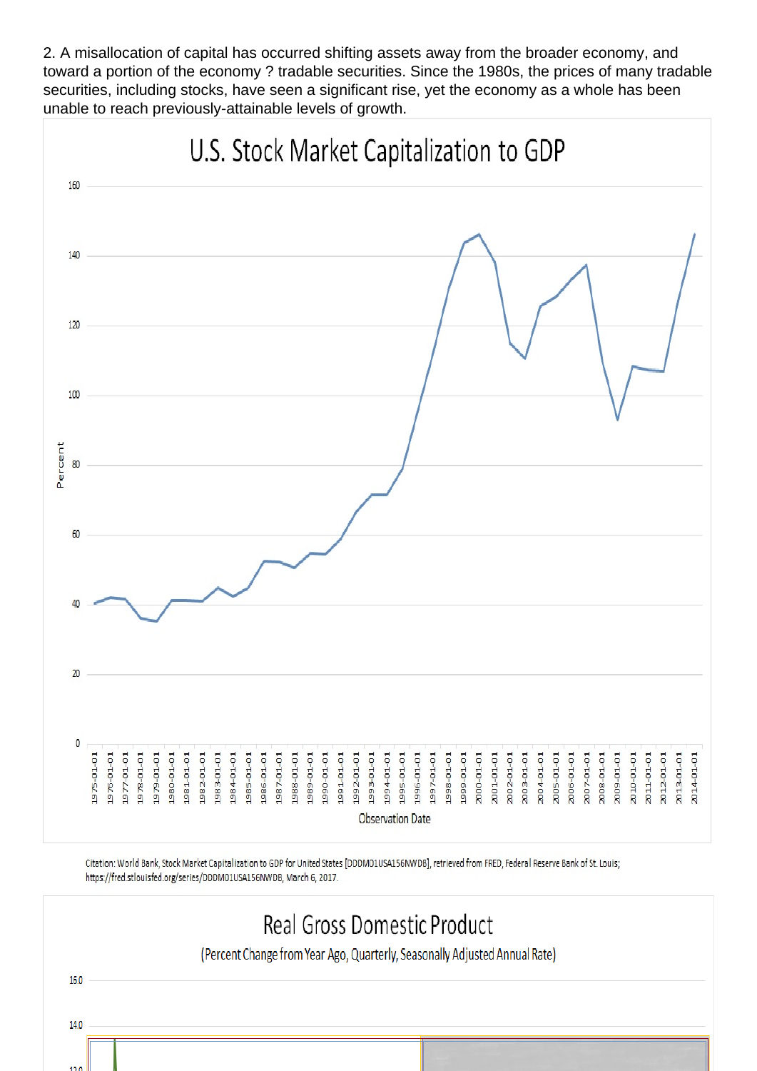2. A misallocation of capital has occurred shifting assets away from the broader economy, and toward a portion of the economy ? tradable securities. Since the 1980s, the prices of many tradable securities, including stocks, have seen a significant rise, yet the economy as a whole has been unable to reach previously-attainable levels of growth.

## U.S. Stock Market Capitalization to GDP

Citation: World Bank, Stock Market Capitalization to GDP for United States [DDDM01USA156NWDB], retrieved from FRED, Federal Reserve Bank of St. Louis; https://fred.stlouisfed.org/series/DDDM01USA156NWDB, March 6, 2017.

## Real Gross Domestic Product

(Percent Change from Year Ago, Quarterly, Seasonally Adjusted Annual Rate)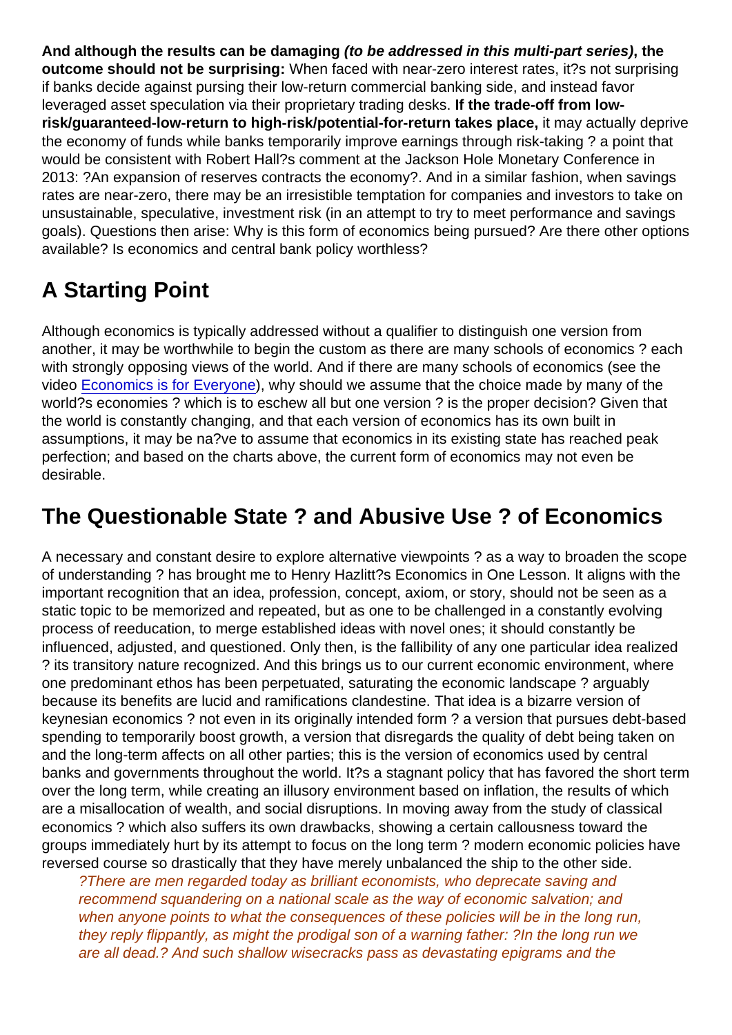**And although the results can be damaging** ***(to be addressed in this multi-part series)*****, the outcome should not be surprising:** When faced with near-zero interest rates, it?s not surprising if banks decide against pursing their low-return commercial banking side, and instead favor leveraged asset speculation via their proprietary trading desks. **If the trade-off from low-risk/guaranteed-low-return to high-risk/potential-for-return takes place,** it may actually deprive the economy of funds while banks temporarily improve earnings through risk-taking ? a point that would be consistent with Robert Hall?s comment at the Jackson Hole Monetary Conference in 2013: ?An expansion of reserves contracts the economy?. And in a similar fashion, when savings rates are near-zero, there may be an irresistible temptation for companies and investors to take on unsustainable, speculative, investment risk (in an attempt to try to meet performance and savings goals). Questions then arise: Why is this form of economics being pursued? Are there other options available? Is economics and central bank policy worthless?

## A Starting Point

Although economics is typically addressed without a qualifier to distinguish one version from another, it may be worthwhile to begin the custom as there are many schools of economics ? each with strongly opposing views of the world. And if there are many schools of economics (see the video Economics is for Everyone), why should we assume that the choice made by many of the world?s economies ? which is to eschew all but one version ? is the proper decision? Given that the world is constantly changing, and that each version of economics has its own built in assumptions, it may be na?ve to assume that economics in its existing state has reached peak perfection; and based on the charts above, the current form of economics may not even be desirable.

## The Questionable State ? and Abusive Use ? of Economics

A necessary and constant desire to explore alternative viewpoints ? as a way to broaden the scope of understanding ? has brought me to Henry Hazlitt?s Economics in One Lesson. It aligns with the important recognition that an idea, profession, concept, axiom, or story, should not be seen as a static topic to be memorized and repeated, but as one to be challenged in a constantly evolving process of reeducation, to merge established ideas with novel ones; it should constantly be influenced, adjusted, and questioned. Only then, is the fallibility of any one particular idea realized ? its transitory nature recognized. And this brings us to our current economic environment, where one predominant ethos has been perpetuated, saturating the economic landscape ? arguably because its benefits are lucid and ramifications clandestine. That idea is a bizarre version of keynesian economics ? not even in its originally intended form ? a version that pursues debt-based spending to temporarily boost growth, a version that disregards the quality of debt being taken on and the long-term affects on all other parties; this is the version of economics used by central banks and governments throughout the world. It?s a stagnant policy that has favored the short term over the long term, while creating an illusory environment based on inflation, the results of which are a misallocation of wealth, and social disruptions. In moving away from the study of classical economics ? which also suffers its own drawbacks, showing a certain callousness toward the groups immediately hurt by its attempt to focus on the long term ? modern economic policies have reversed course so drastically that they have merely unbalanced the ship to the other side.

> *?There are men regarded today as brilliant economists, who deprecate saving and recommend squandering on a national scale as the way of economic salvation; and when anyone points to what the consequences of these policies will be in the long run, they reply flippantly, as might the prodigal son of a warning father: ?In the long run we are all dead.? And such shallow wisecracks pass as devastating epigrams and the*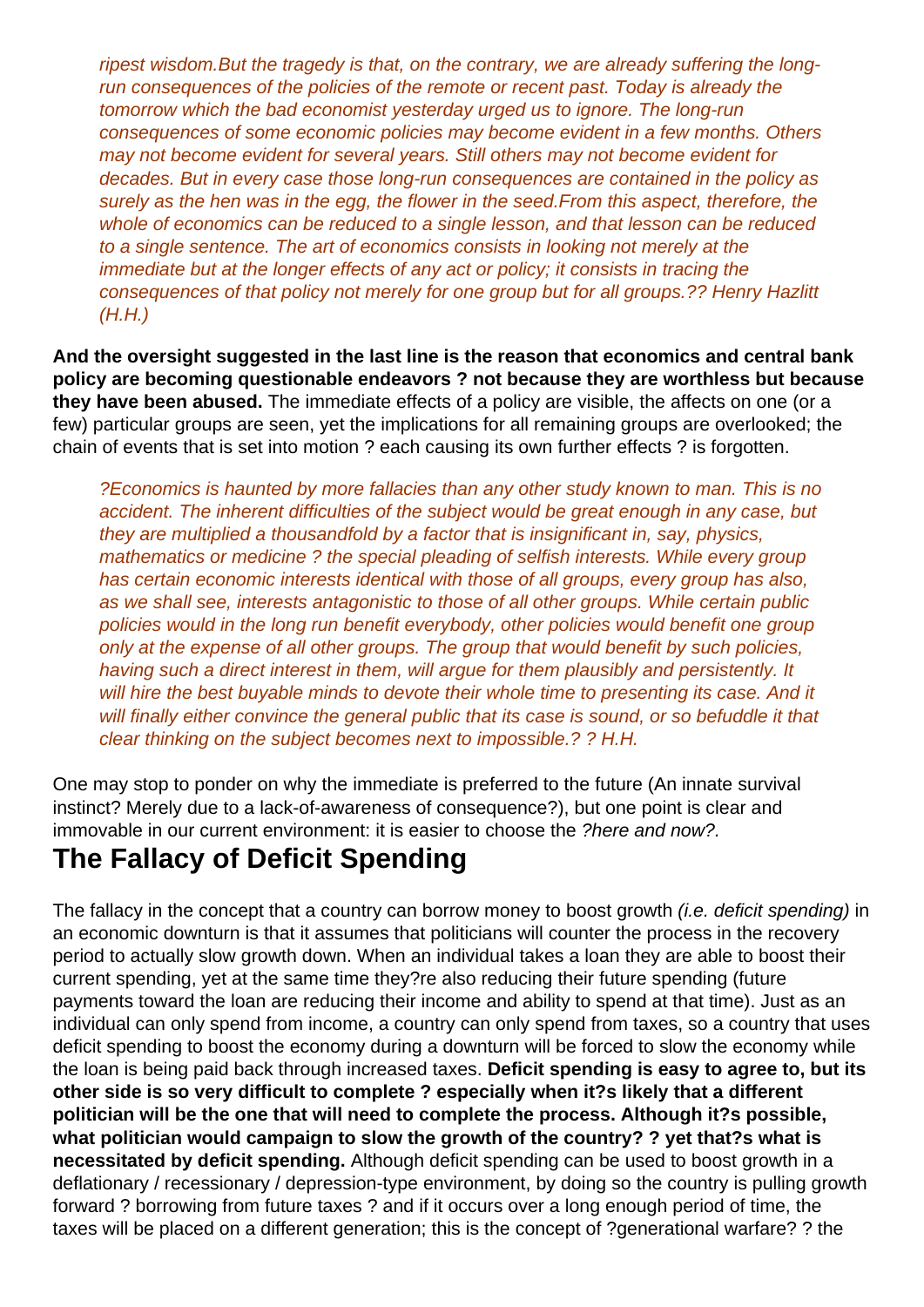> *ripest wisdom.But the tragedy is that, on the contrary, we are already suffering the long-run consequences of the policies of the remote or recent past. Today is already the tomorrow which the bad economist yesterday urged us to ignore. The long-run consequences of some economic policies may become evident in a few months. Others may not become evident for several years. Still others may not become evident for decades. But in every case those long-run consequences are contained in the policy as surely as the hen was in the egg, the flower in the seed.From this aspect, therefore, the whole of economics can be reduced to a single lesson, and that lesson can be reduced to a single sentence. The art of economics consists in looking not merely at the immediate but at the longer effects of any act or policy; it consists in tracing the consequences of that policy not merely for one group but for all groups.?? Henry Hazlitt (H.H.)*

**And the oversight suggested in the last line is the reason that economics and central bank policy are becoming questionable endeavors ? not because they are worthless but because they have been abused.** The immediate effects of a policy are visible, the affects on one (or a few) particular groups are seen, yet the implications for all remaining groups are overlooked; the chain of events that is set into motion ? each causing its own further effects ? is forgotten.

> *?Economics is haunted by more fallacies than any other study known to man. This is no accident. The inherent difficulties of the subject would be great enough in any case, but they are multiplied a thousandfold by a factor that is insignificant in, say, physics, mathematics or medicine ? the special pleading of selfish interests. While every group has certain economic interests identical with those of all groups, every group has also, as we shall see, interests antagonistic to those of all other groups. While certain public policies would in the long run benefit everybody, other policies would benefit one group only at the expense of all other groups. The group that would benefit by such policies, having such a direct interest in them, will argue for them plausibly and persistently. It will hire the best buyable minds to devote their whole time to presenting its case. And it will finally either convince the general public that its case is sound, or so befuddle it that clear thinking on the subject becomes next to impossible.? ? H.H.*

One may stop to ponder on why the immediate is preferred to the future (An innate survival instinct? Merely due to a lack-of-awareness of consequence?), but one point is clear and immovable in our current environment: it is easier to choose the *?here and now?.*

## The Fallacy of Deficit Spending

The fallacy in the concept that a country can borrow money to boost growth *(i.e. deficit spending)* in an economic downturn is that it assumes that politicians will counter the process in the recovery period to actually slow growth down. When an individual takes a loan they are able to boost their current spending, yet at the same time they?re also reducing their future spending (future payments toward the loan are reducing their income and ability to spend at that time). Just as an individual can only spend from income, a country can only spend from taxes, so a country that uses deficit spending to boost the economy during a downturn will be forced to slow the economy while the loan is being paid back through increased taxes. **Deficit spending is easy to agree to, but its other side is so very difficult to complete ? especially when it?s likely that a different politician will be the one that will need to complete the process. Although it?s possible, what politician would campaign to slow the growth of the country? ? yet that?s what is necessitated by deficit spending.** Although deficit spending can be used to boost growth in a deflationary / recessionary / depression-type environment, by doing so the country is pulling growth forward ? borrowing from future taxes ? and if it occurs over a long enough period of time, the taxes will be placed on a different generation; this is the concept of ?generational warfare? ? the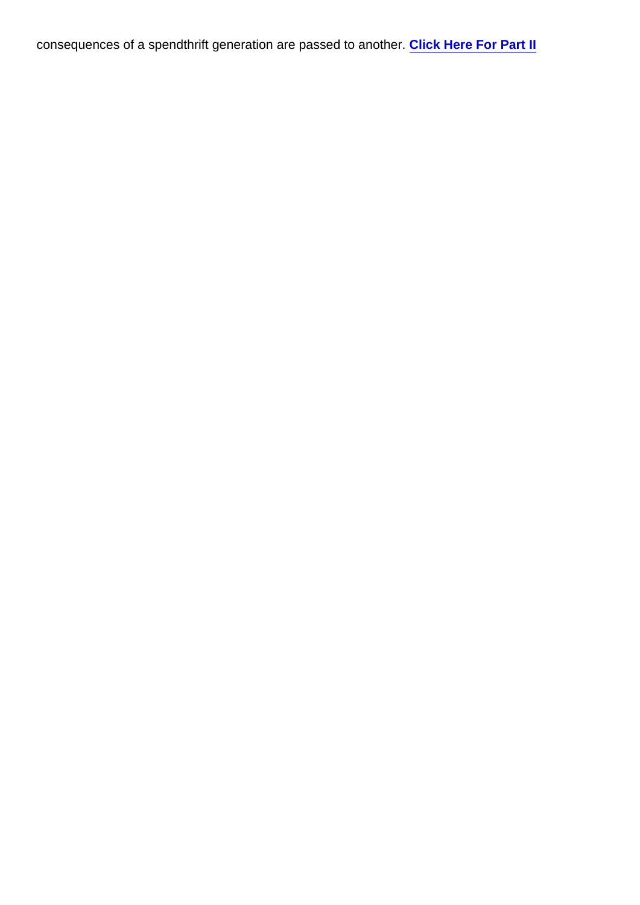consequences of a spendthrift generation are passed to another. **Click Here For Part II**